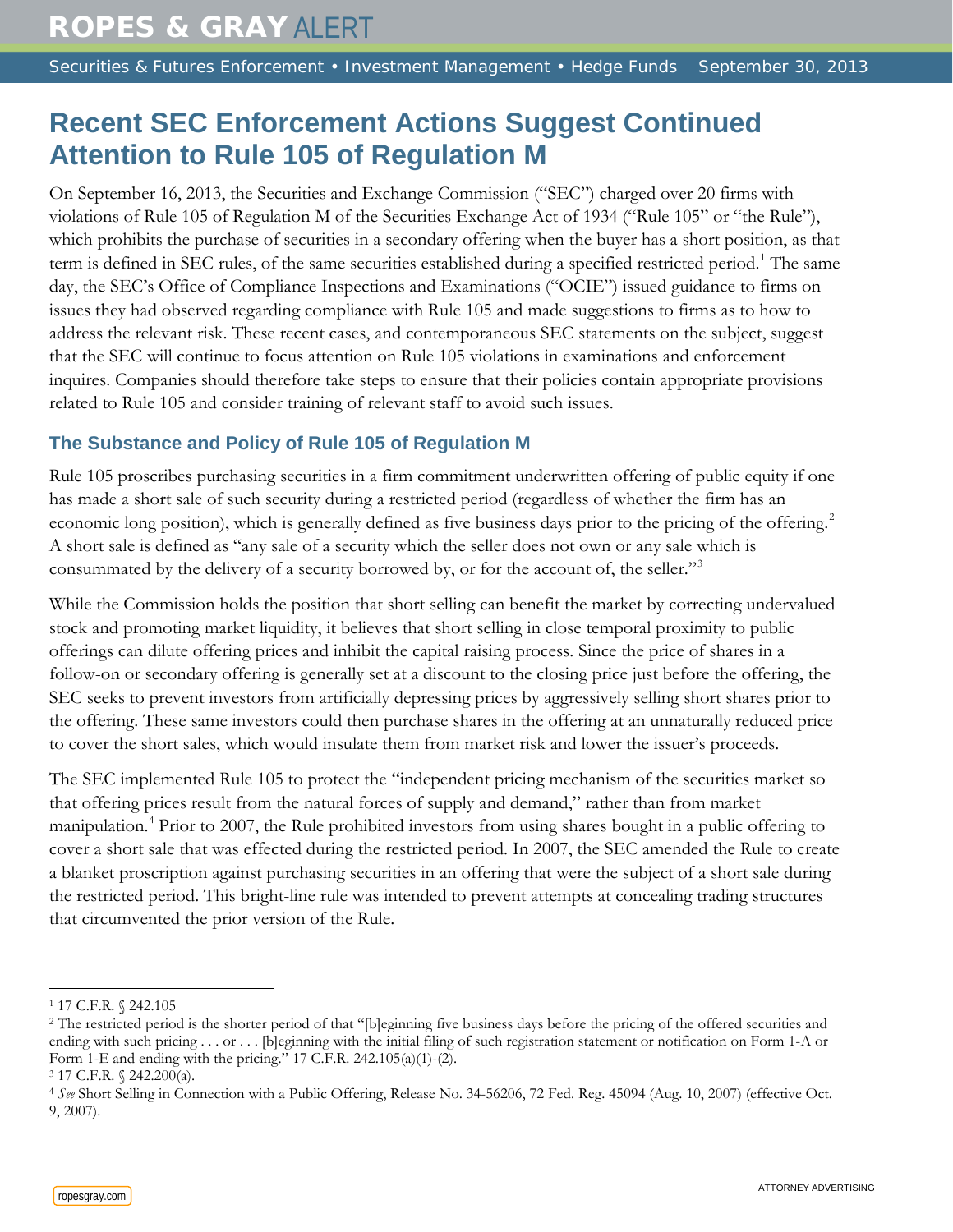# ROPES & GRAY ALERT

Securities & Futures Enforcement • Investment Management • Hedge Funds September 30, 2013

## Recent SEC Enforcement Actions Suggest Continued Attention to Rule 105 of Regulation M

On September 16, 2013, the Securities and Exchange Commission ("SEC") charged over 20 firms with violations of Rule 105 of Regulation M of the Securities Exchange Act of 1934 ("Rule 105" or "the Rule"), which prohibits the purchase of securities in a secondary offering when the buyer has a short position, as that term is defined in SEC rules, of the same securities established during a specified restricted period.[1] The same day, the SEC's Office of Compliance Inspections and Examinations ("OCIE") issued guidance to firms on issues they had observed regarding compliance with Rule 105 and made suggestions to firms as to how to address the relevant risk. These recent cases, and contemporaneous SEC statements on the subject, suggest that the SEC will continue to focus attention on Rule 105 violations in examinations and enforcement inquires. Companies should therefore take steps to ensure that their policies contain appropriate provisions related to Rule 105 and consider training of relevant staff to avoid such issues.

### The Substance and Policy of Rule 105 of Regulation M

Rule 105 proscribes purchasing securities in a firm commitment underwritten offering of public equity if one has made a short sale of such security during a restricted period (regardless of whether the firm has an economic long position), which is generally defined as five business days prior to the pricing of the offering.[2] A short sale is defined as "any sale of a security which the seller does not own or any sale which is consummated by the delivery of a security borrowed by, or for the account of, the seller."[3]

While the Commission holds the position that short selling can benefit the market by correcting undervalued stock and promoting market liquidity, it believes that short selling in close temporal proximity to public offerings can dilute offering prices and inhibit the capital raising process. Since the price of shares in a follow-on or secondary offering is generally set at a discount to the closing price just before the offering, the SEC seeks to prevent investors from artificially depressing prices by aggressively selling short shares prior to the offering. These same investors could then purchase shares in the offering at an unnaturally reduced price to cover the short sales, which would insulate them from market risk and lower the issuer's proceeds.

The SEC implemented Rule 105 to protect the "independent pricing mechanism of the securities market so that offering prices result from the natural forces of supply and demand," rather than from market manipulation.[4] Prior to 2007, the Rule prohibited investors from using shares bought in a public offering to cover a short sale that was effected during the restricted period. In 2007, the SEC amended the Rule to create a blanket proscription against purchasing securities in an offering that were the subject of a short sale during the restricted period. This bright-line rule was intended to prevent attempts at concealing trading structures that circumvented the prior version of the Rule.

---

[1] 17 C.F.R. § 242.105

[2] The restricted period is the shorter period of that "[b]eginning five business days before the pricing of the offered securities and ending with such pricing . . . or . . . [b]eginning with the initial filing of such registration statement or notification on Form 1-A or Form 1-E and ending with the pricing." 17 C.F.R. 242.105(a)(1)-(2).

[3] 17 C.F.R. § 242.200(a).

[4] *See* Short Selling in Connection with a Public Offering, Release No. 34-56206, 72 Fed. Reg. 45094 (Aug. 10, 2007) (effective Oct. 9, 2007).

ropesgray.com

ATTORNEY ADVERTISING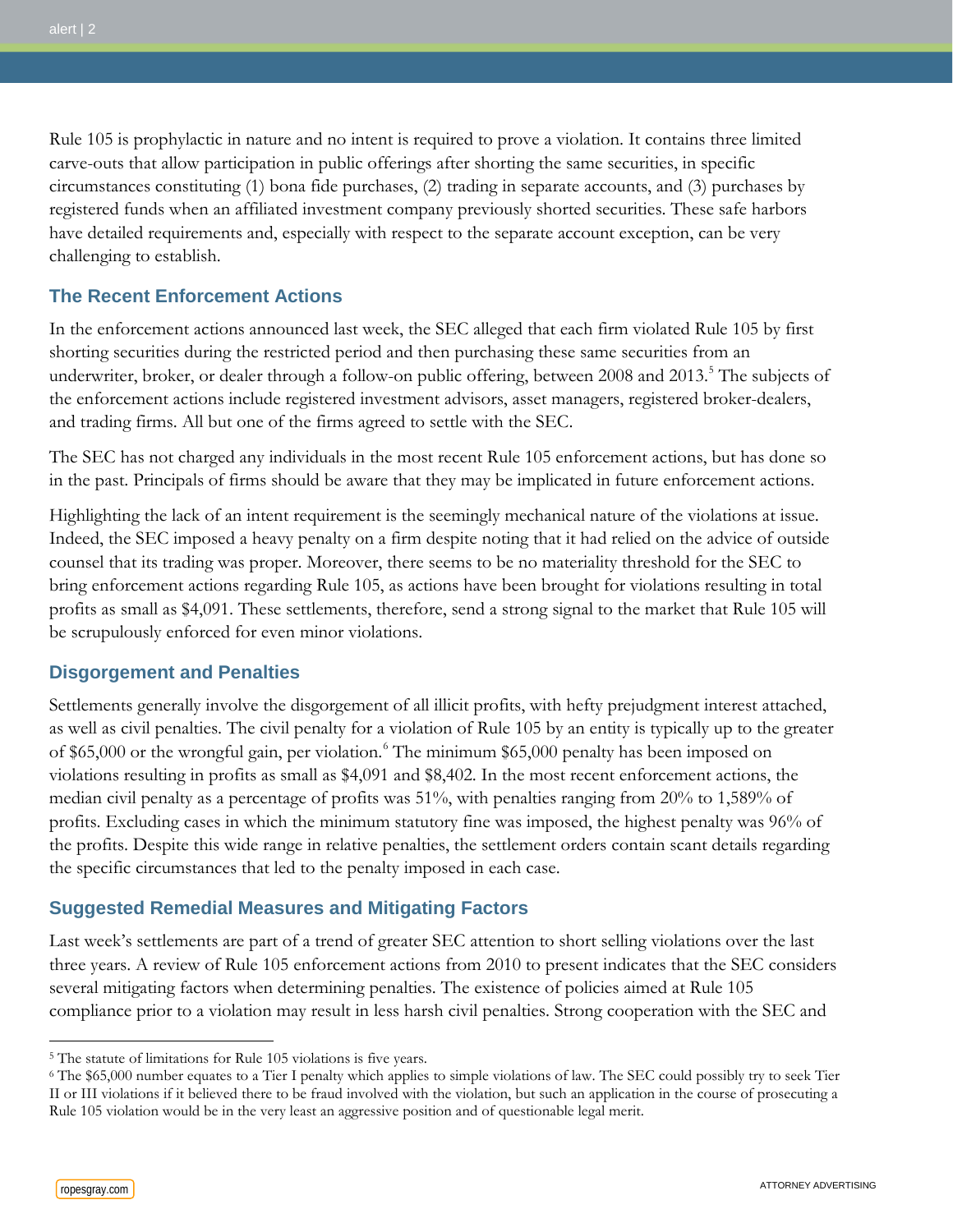Rule 105 is prophylactic in nature and no intent is required to prove a violation. It contains three limited carve-outs that allow participation in public offerings after shorting the same securities, in specific circumstances constituting (1) bona fide purchases, (2) trading in separate accounts, and (3) purchases by registered funds when an affiliated investment company previously shorted securities. These safe harbors have detailed requirements and, especially with respect to the separate account exception, can be very challenging to establish.

## The Recent Enforcement Actions

In the enforcement actions announced last week, the SEC alleged that each firm violated Rule 105 by first shorting securities during the restricted period and then purchasing these same securities from an underwriter, broker, or dealer through a follow-on public offering, between 2008 and 2013.[5] The subjects of the enforcement actions include registered investment advisors, asset managers, registered broker-dealers, and trading firms. All but one of the firms agreed to settle with the SEC.

The SEC has not charged any individuals in the most recent Rule 105 enforcement actions, but has done so in the past. Principals of firms should be aware that they may be implicated in future enforcement actions.

Highlighting the lack of an intent requirement is the seemingly mechanical nature of the violations at issue. Indeed, the SEC imposed a heavy penalty on a firm despite noting that it had relied on the advice of outside counsel that its trading was proper. Moreover, there seems to be no materiality threshold for the SEC to bring enforcement actions regarding Rule 105, as actions have been brought for violations resulting in total profits as small as $4,091. These settlements, therefore, send a strong signal to the market that Rule 105 will be scrupulously enforced for even minor violations.

## Disgorgement and Penalties

Settlements generally involve the disgorgement of all illicit profits, with hefty prejudgment interest attached, as well as civil penalties. The civil penalty for a violation of Rule 105 by an entity is typically up to the greater of $65,000 or the wrongful gain, per violation.[6] The minimum $65,000 penalty has been imposed on violations resulting in profits as small as $4,091 and $8,402. In the most recent enforcement actions, the median civil penalty as a percentage of profits was 51%, with penalties ranging from 20% to 1,589% of profits. Excluding cases in which the minimum statutory fine was imposed, the highest penalty was 96% of the profits. Despite this wide range in relative penalties, the settlement orders contain scant details regarding the specific circumstances that led to the penalty imposed in each case.

## Suggested Remedial Measures and Mitigating Factors

Last week's settlements are part of a trend of greater SEC attention to short selling violations over the last three years. A review of Rule 105 enforcement actions from 2010 to present indicates that the SEC considers several mitigating factors when determining penalties. The existence of policies aimed at Rule 105 compliance prior to a violation may result in less harsh civil penalties. Strong cooperation with the SEC and

---

[5] The statute of limitations for Rule 105 violations is five years.

[6] The $65,000 number equates to a Tier I penalty which applies to simple violations of law. The SEC could possibly try to seek Tier II or III violations if it believed there to be fraud involved with the violation, but such an application in the course of prosecuting a Rule 105 violation would be in the very least an aggressive position and of questionable legal merit.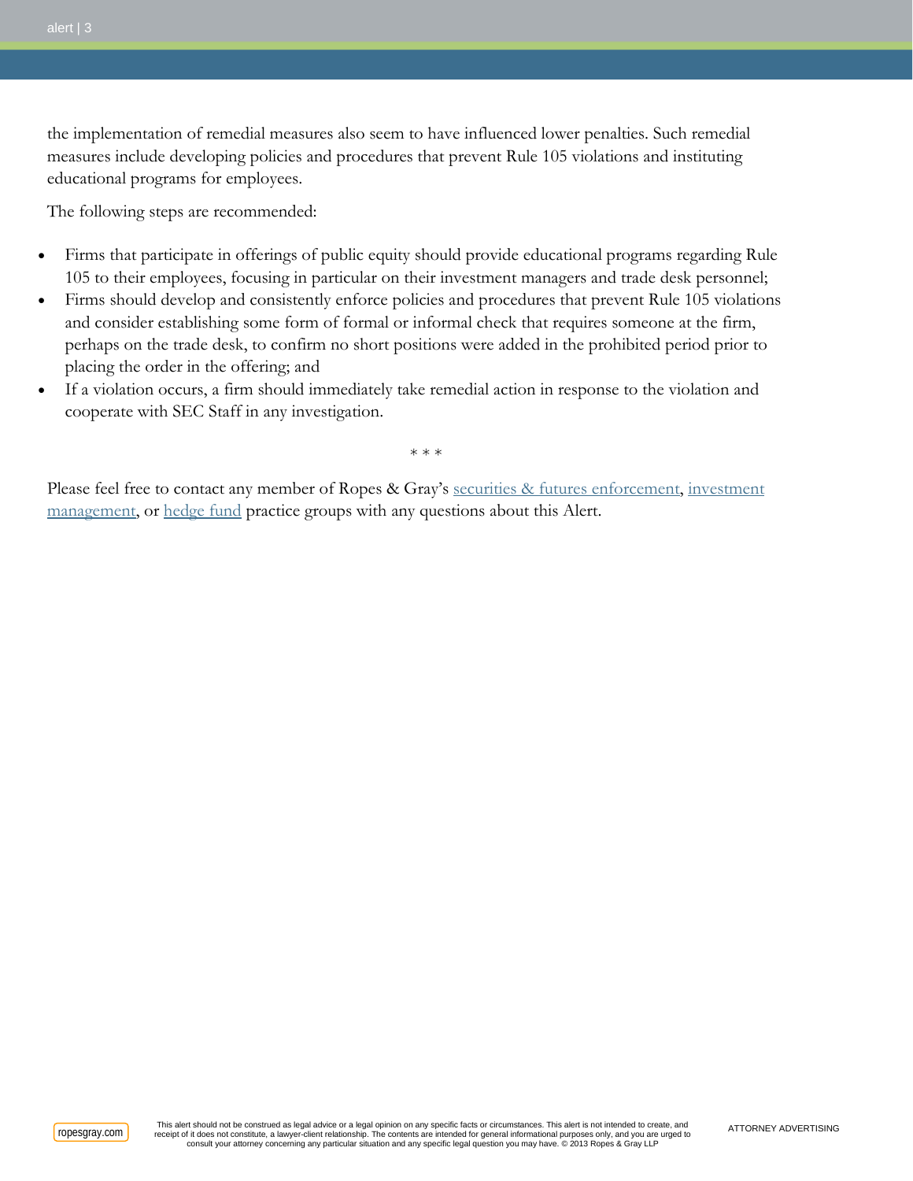the implementation of remedial measures also seem to have influenced lower penalties. Such remedial measures include developing policies and procedures that prevent Rule 105 violations and instituting educational programs for employees.

The following steps are recommended:

- Firms that participate in offerings of public equity should provide educational programs regarding Rule 105 to their employees, focusing in particular on their investment managers and trade desk personnel;
- Firms should develop and consistently enforce policies and procedures that prevent Rule 105 violations and consider establishing some form of formal or informal check that requires someone at the firm, perhaps on the trade desk, to confirm no short positions were added in the prohibited period prior to placing the order in the offering; and
- If a violation occurs, a firm should immediately take remedial action in response to the violation and cooperate with SEC Staff in any investigation.

\* \* \*

Please feel free to contact any member of Ropes & Gray's securities & futures enforcement, investment management, or hedge fund practice groups with any questions about this Alert.

This alert should not be construed as legal advice or a legal opinion on any specific facts or circumstances. This alert is not intended to create, and receipt of it does not constitute, a lawyer-client relationship. The contents are intended for general informational purposes only, and you are urged to consult your attorney concerning any particular situation and any specific legal question you may have. © 2013 Ropes & Gray LLP

ATTORNEY ADVERTISING